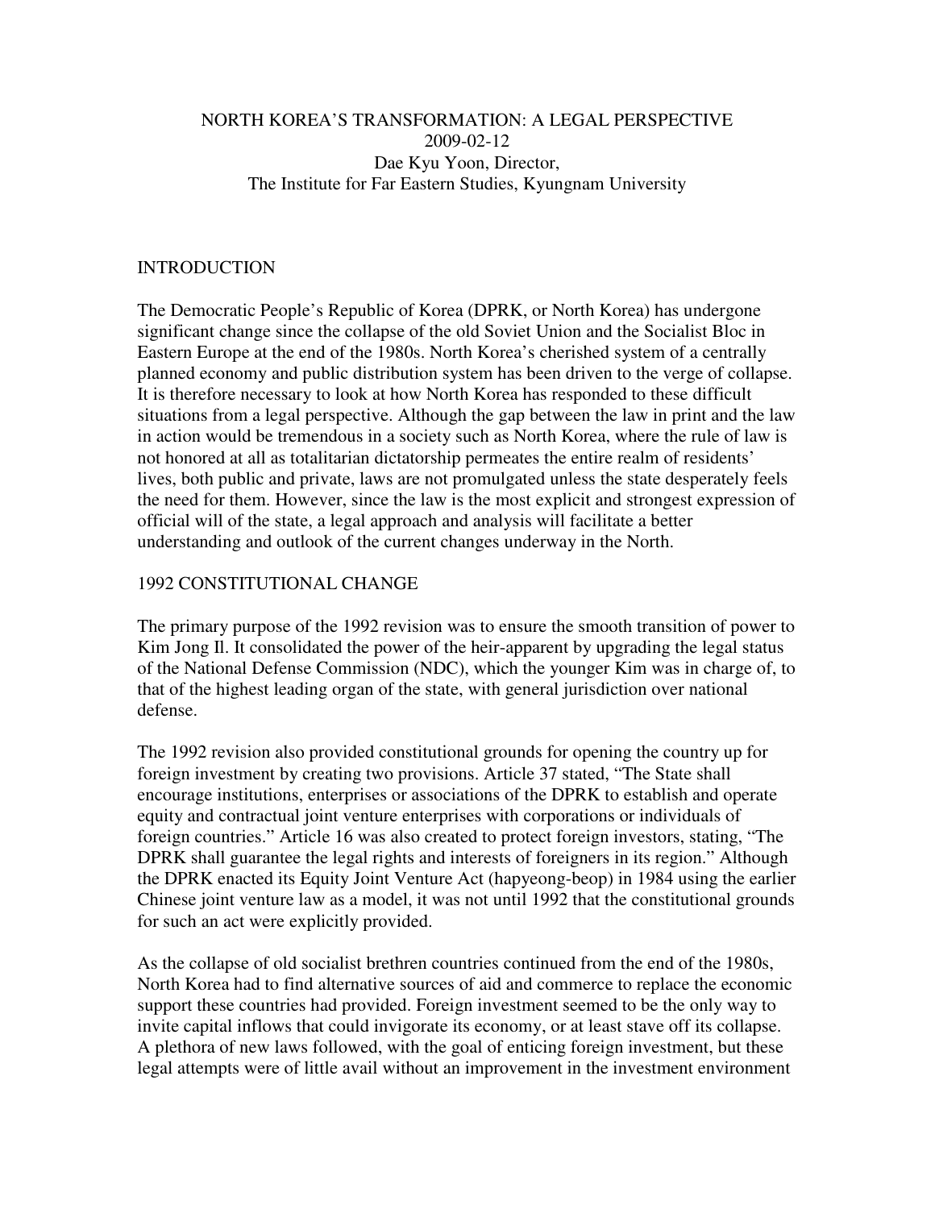# NORTH KOREA'S TRANSFORMATION: A LEGAL PERSPECTIVE

2009-02-12

Dae Kyu Yoon, Director,
The Institute for Far Eastern Studies, Kyungnam University

## INTRODUCTION

The Democratic People's Republic of Korea (DPRK, or North Korea) has undergone significant change since the collapse of the old Soviet Union and the Socialist Bloc in Eastern Europe at the end of the 1980s. North Korea's cherished system of a centrally planned economy and public distribution system has been driven to the verge of collapse. It is therefore necessary to look at how North Korea has responded to these difficult situations from a legal perspective. Although the gap between the law in print and the law in action would be tremendous in a society such as North Korea, where the rule of law is not honored at all as totalitarian dictatorship permeates the entire realm of residents' lives, both public and private, laws are not promulgated unless the state desperately feels the need for them. However, since the law is the most explicit and strongest expression of official will of the state, a legal approach and analysis will facilitate a better understanding and outlook of the current changes underway in the North.

## 1992 CONSTITUTIONAL CHANGE

The primary purpose of the 1992 revision was to ensure the smooth transition of power to Kim Jong Il. It consolidated the power of the heir-apparent by upgrading the legal status of the National Defense Commission (NDC), which the younger Kim was in charge of, to that of the highest leading organ of the state, with general jurisdiction over national defense.

The 1992 revision also provided constitutional grounds for opening the country up for foreign investment by creating two provisions. Article 37 stated, "The State shall encourage institutions, enterprises or associations of the DPRK to establish and operate equity and contractual joint venture enterprises with corporations or individuals of foreign countries." Article 16 was also created to protect foreign investors, stating, "The DPRK shall guarantee the legal rights and interests of foreigners in its region." Although the DPRK enacted its Equity Joint Venture Act (hapyeong-beop) in 1984 using the earlier Chinese joint venture law as a model, it was not until 1992 that the constitutional grounds for such an act were explicitly provided.

As the collapse of old socialist brethren countries continued from the end of the 1980s, North Korea had to find alternative sources of aid and commerce to replace the economic support these countries had provided. Foreign investment seemed to be the only way to invite capital inflows that could invigorate its economy, or at least stave off its collapse. A plethora of new laws followed, with the goal of enticing foreign investment, but these legal attempts were of little avail without an improvement in the investment environment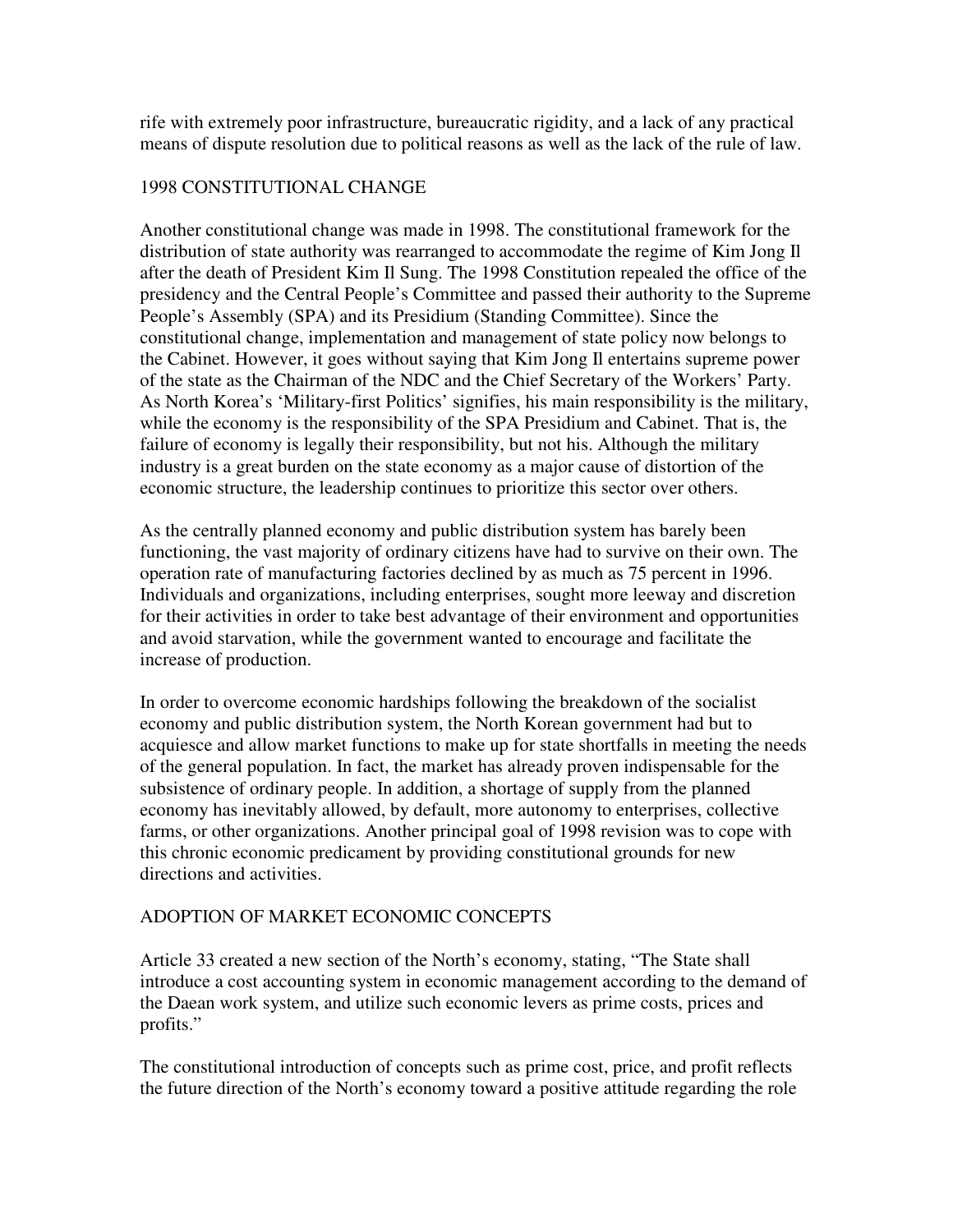rife with extremely poor infrastructure, bureaucratic rigidity, and a lack of any practical means of dispute resolution due to political reasons as well as the lack of the rule of law.

## 1998 CONSTITUTIONAL CHANGE

Another constitutional change was made in 1998. The constitutional framework for the distribution of state authority was rearranged to accommodate the regime of Kim Jong Il after the death of President Kim Il Sung. The 1998 Constitution repealed the office of the presidency and the Central People's Committee and passed their authority to the Supreme People's Assembly (SPA) and its Presidium (Standing Committee). Since the constitutional change, implementation and management of state policy now belongs to the Cabinet. However, it goes without saying that Kim Jong Il entertains supreme power of the state as the Chairman of the NDC and the Chief Secretary of the Workers' Party. As North Korea's 'Military-first Politics' signifies, his main responsibility is the military, while the economy is the responsibility of the SPA Presidium and Cabinet. That is, the failure of economy is legally their responsibility, but not his. Although the military industry is a great burden on the state economy as a major cause of distortion of the economic structure, the leadership continues to prioritize this sector over others.

As the centrally planned economy and public distribution system has barely been functioning, the vast majority of ordinary citizens have had to survive on their own. The operation rate of manufacturing factories declined by as much as 75 percent in 1996. Individuals and organizations, including enterprises, sought more leeway and discretion for their activities in order to take best advantage of their environment and opportunities and avoid starvation, while the government wanted to encourage and facilitate the increase of production.

In order to overcome economic hardships following the breakdown of the socialist economy and public distribution system, the North Korean government had but to acquiesce and allow market functions to make up for state shortfalls in meeting the needs of the general population. In fact, the market has already proven indispensable for the subsistence of ordinary people. In addition, a shortage of supply from the planned economy has inevitably allowed, by default, more autonomy to enterprises, collective farms, or other organizations. Another principal goal of 1998 revision was to cope with this chronic economic predicament by providing constitutional grounds for new directions and activities.

## ADOPTION OF MARKET ECONOMIC CONCEPTS

Article 33 created a new section of the North's economy, stating, "The State shall introduce a cost accounting system in economic management according to the demand of the Daean work system, and utilize such economic levers as prime costs, prices and profits."

The constitutional introduction of concepts such as prime cost, price, and profit reflects the future direction of the North's economy toward a positive attitude regarding the role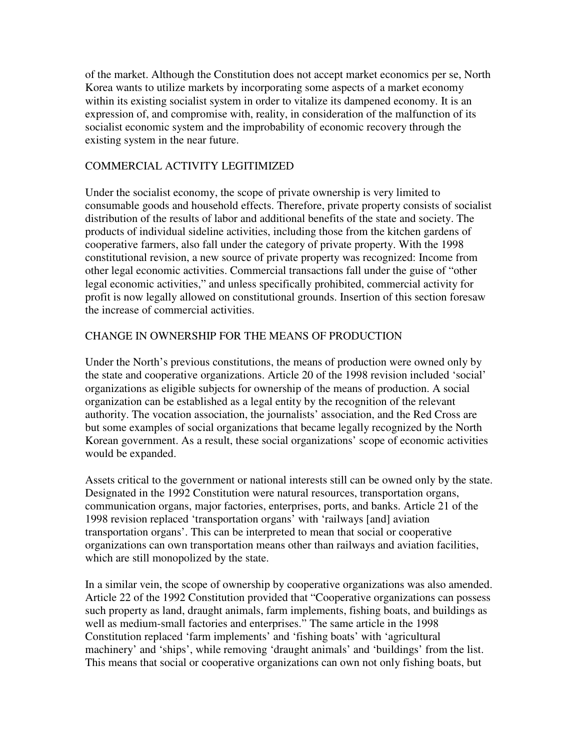of the market. Although the Constitution does not accept market economics per se, North Korea wants to utilize markets by incorporating some aspects of a market economy within its existing socialist system in order to vitalize its dampened economy. It is an expression of, and compromise with, reality, in consideration of the malfunction of its socialist economic system and the improbability of economic recovery through the existing system in the near future.

## COMMERCIAL ACTIVITY LEGITIMIZED

Under the socialist economy, the scope of private ownership is very limited to consumable goods and household effects. Therefore, private property consists of socialist distribution of the results of labor and additional benefits of the state and society. The products of individual sideline activities, including those from the kitchen gardens of cooperative farmers, also fall under the category of private property. With the 1998 constitutional revision, a new source of private property was recognized: Income from other legal economic activities. Commercial transactions fall under the guise of "other legal economic activities," and unless specifically prohibited, commercial activity for profit is now legally allowed on constitutional grounds. Insertion of this section foresaw the increase of commercial activities.

## CHANGE IN OWNERSHIP FOR THE MEANS OF PRODUCTION

Under the North's previous constitutions, the means of production were owned only by the state and cooperative organizations. Article 20 of the 1998 revision included 'social' organizations as eligible subjects for ownership of the means of production. A social organization can be established as a legal entity by the recognition of the relevant authority. The vocation association, the journalists' association, and the Red Cross are but some examples of social organizations that became legally recognized by the North Korean government. As a result, these social organizations' scope of economic activities would be expanded.

Assets critical to the government or national interests still can be owned only by the state. Designated in the 1992 Constitution were natural resources, transportation organs, communication organs, major factories, enterprises, ports, and banks. Article 21 of the 1998 revision replaced 'transportation organs' with 'railways [and] aviation transportation organs'. This can be interpreted to mean that social or cooperative organizations can own transportation means other than railways and aviation facilities, which are still monopolized by the state.

In a similar vein, the scope of ownership by cooperative organizations was also amended. Article 22 of the 1992 Constitution provided that "Cooperative organizations can possess such property as land, draught animals, farm implements, fishing boats, and buildings as well as medium-small factories and enterprises." The same article in the 1998 Constitution replaced 'farm implements' and 'fishing boats' with 'agricultural machinery' and 'ships', while removing 'draught animals' and 'buildings' from the list. This means that social or cooperative organizations can own not only fishing boats, but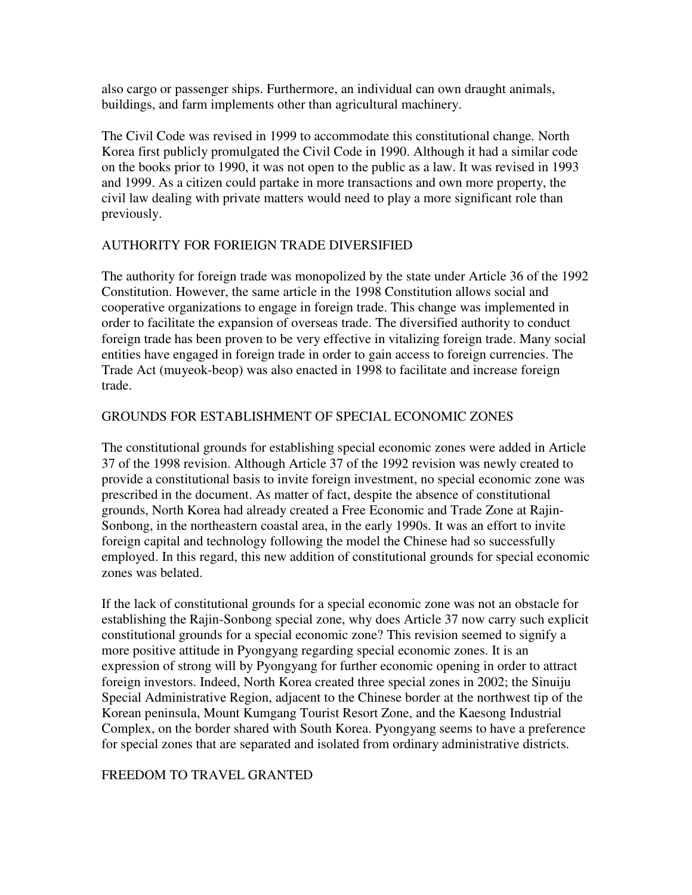also cargo or passenger ships. Furthermore, an individual can own draught animals, buildings, and farm implements other than agricultural machinery.

The Civil Code was revised in 1999 to accommodate this constitutional change. North Korea first publicly promulgated the Civil Code in 1990. Although it had a similar code on the books prior to 1990, it was not open to the public as a law. It was revised in 1993 and 1999. As a citizen could partake in more transactions and own more property, the civil law dealing with private matters would need to play a more significant role than previously.

## AUTHORITY FOR FORIEIGN TRADE DIVERSIFIED

The authority for foreign trade was monopolized by the state under Article 36 of the 1992 Constitution. However, the same article in the 1998 Constitution allows social and cooperative organizations to engage in foreign trade. This change was implemented in order to facilitate the expansion of overseas trade. The diversified authority to conduct foreign trade has been proven to be very effective in vitalizing foreign trade. Many social entities have engaged in foreign trade in order to gain access to foreign currencies. The Trade Act (muyeok-beop) was also enacted in 1998 to facilitate and increase foreign trade.

## GROUNDS FOR ESTABLISHMENT OF SPECIAL ECONOMIC ZONES

The constitutional grounds for establishing special economic zones were added in Article 37 of the 1998 revision. Although Article 37 of the 1992 revision was newly created to provide a constitutional basis to invite foreign investment, no special economic zone was prescribed in the document. As matter of fact, despite the absence of constitutional grounds, North Korea had already created a Free Economic and Trade Zone at Rajin-Sonbong, in the northeastern coastal area, in the early 1990s. It was an effort to invite foreign capital and technology following the model the Chinese had so successfully employed. In this regard, this new addition of constitutional grounds for special economic zones was belated.

If the lack of constitutional grounds for a special economic zone was not an obstacle for establishing the Rajin-Sonbong special zone, why does Article 37 now carry such explicit constitutional grounds for a special economic zone? This revision seemed to signify a more positive attitude in Pyongyang regarding special economic zones. It is an expression of strong will by Pyongyang for further economic opening in order to attract foreign investors. Indeed, North Korea created three special zones in 2002; the Sinuiju Special Administrative Region, adjacent to the Chinese border at the northwest tip of the Korean peninsula, Mount Kumgang Tourist Resort Zone, and the Kaesong Industrial Complex, on the border shared with South Korea. Pyongyang seems to have a preference for special zones that are separated and isolated from ordinary administrative districts.

## FREEDOM TO TRAVEL GRANTED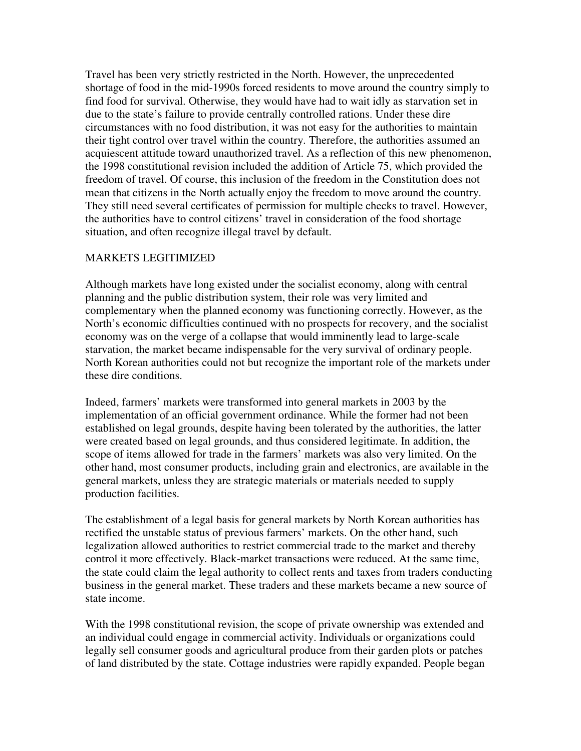Travel has been very strictly restricted in the North. However, the unprecedented shortage of food in the mid-1990s forced residents to move around the country simply to find food for survival. Otherwise, they would have had to wait idly as starvation set in due to the state's failure to provide centrally controlled rations. Under these dire circumstances with no food distribution, it was not easy for the authorities to maintain their tight control over travel within the country. Therefore, the authorities assumed an acquiescent attitude toward unauthorized travel. As a reflection of this new phenomenon, the 1998 constitutional revision included the addition of Article 75, which provided the freedom of travel. Of course, this inclusion of the freedom in the Constitution does not mean that citizens in the North actually enjoy the freedom to move around the country. They still need several certificates of permission for multiple checks to travel. However, the authorities have to control citizens' travel in consideration of the food shortage situation, and often recognize illegal travel by default.

## MARKETS LEGITIMIZED

Although markets have long existed under the socialist economy, along with central planning and the public distribution system, their role was very limited and complementary when the planned economy was functioning correctly. However, as the North's economic difficulties continued with no prospects for recovery, and the socialist economy was on the verge of a collapse that would imminently lead to large-scale starvation, the market became indispensable for the very survival of ordinary people. North Korean authorities could not but recognize the important role of the markets under these dire conditions.

Indeed, farmers' markets were transformed into general markets in 2003 by the implementation of an official government ordinance. While the former had not been established on legal grounds, despite having been tolerated by the authorities, the latter were created based on legal grounds, and thus considered legitimate. In addition, the scope of items allowed for trade in the farmers' markets was also very limited. On the other hand, most consumer products, including grain and electronics, are available in the general markets, unless they are strategic materials or materials needed to supply production facilities.

The establishment of a legal basis for general markets by North Korean authorities has rectified the unstable status of previous farmers' markets. On the other hand, such legalization allowed authorities to restrict commercial trade to the market and thereby control it more effectively. Black-market transactions were reduced. At the same time, the state could claim the legal authority to collect rents and taxes from traders conducting business in the general market. These traders and these markets became a new source of state income.

With the 1998 constitutional revision, the scope of private ownership was extended and an individual could engage in commercial activity. Individuals or organizations could legally sell consumer goods and agricultural produce from their garden plots or patches of land distributed by the state. Cottage industries were rapidly expanded. People began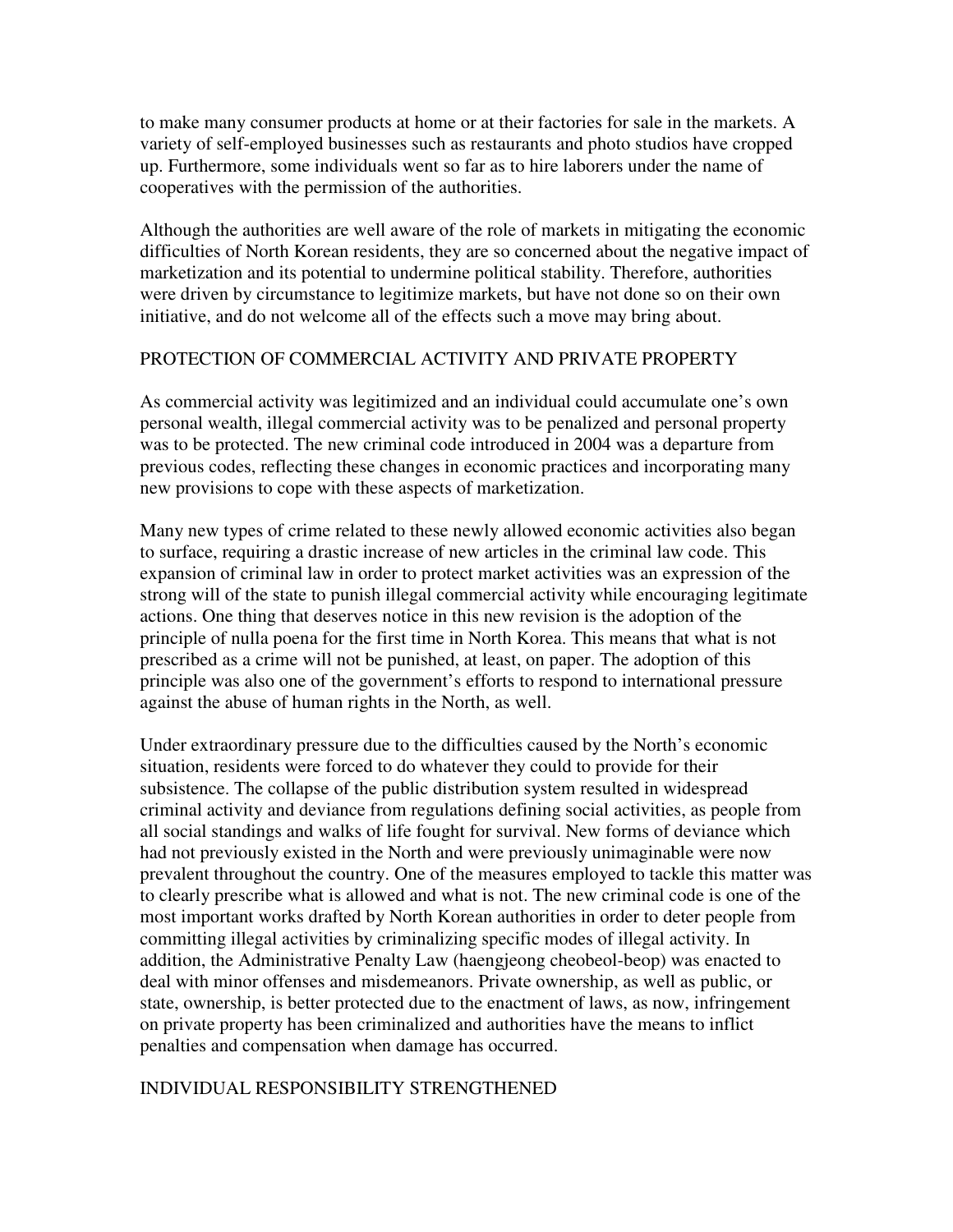to make many consumer products at home or at their factories for sale in the markets. A variety of self-employed businesses such as restaurants and photo studios have cropped up. Furthermore, some individuals went so far as to hire laborers under the name of cooperatives with the permission of the authorities.

Although the authorities are well aware of the role of markets in mitigating the economic difficulties of North Korean residents, they are so concerned about the negative impact of marketization and its potential to undermine political stability. Therefore, authorities were driven by circumstance to legitimize markets, but have not done so on their own initiative, and do not welcome all of the effects such a move may bring about.

## PROTECTION OF COMMERCIAL ACTIVITY AND PRIVATE PROPERTY

As commercial activity was legitimized and an individual could accumulate one's own personal wealth, illegal commercial activity was to be penalized and personal property was to be protected. The new criminal code introduced in 2004 was a departure from previous codes, reflecting these changes in economic practices and incorporating many new provisions to cope with these aspects of marketization.

Many new types of crime related to these newly allowed economic activities also began to surface, requiring a drastic increase of new articles in the criminal law code. This expansion of criminal law in order to protect market activities was an expression of the strong will of the state to punish illegal commercial activity while encouraging legitimate actions. One thing that deserves notice in this new revision is the adoption of the principle of nulla poena for the first time in North Korea. This means that what is not prescribed as a crime will not be punished, at least, on paper. The adoption of this principle was also one of the government's efforts to respond to international pressure against the abuse of human rights in the North, as well.

Under extraordinary pressure due to the difficulties caused by the North's economic situation, residents were forced to do whatever they could to provide for their subsistence. The collapse of the public distribution system resulted in widespread criminal activity and deviance from regulations defining social activities, as people from all social standings and walks of life fought for survival. New forms of deviance which had not previously existed in the North and were previously unimaginable were now prevalent throughout the country. One of the measures employed to tackle this matter was to clearly prescribe what is allowed and what is not. The new criminal code is one of the most important works drafted by North Korean authorities in order to deter people from committing illegal activities by criminalizing specific modes of illegal activity. In addition, the Administrative Penalty Law (haengjeong cheobeol-beop) was enacted to deal with minor offenses and misdemeanors. Private ownership, as well as public, or state, ownership, is better protected due to the enactment of laws, as now, infringement on private property has been criminalized and authorities have the means to inflict penalties and compensation when damage has occurred.

## INDIVIDUAL RESPONSIBILITY STRENGTHENED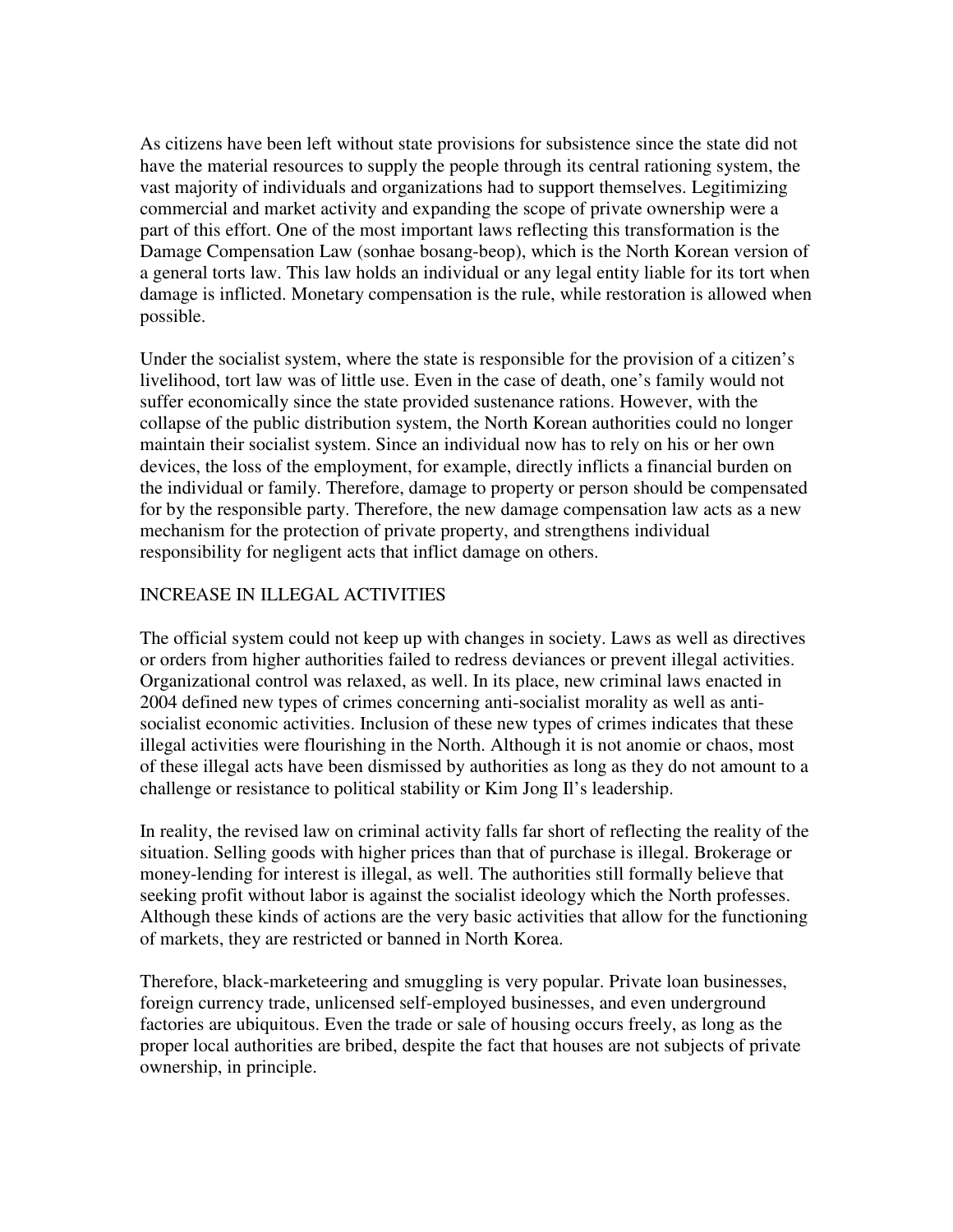As citizens have been left without state provisions for subsistence since the state did not have the material resources to supply the people through its central rationing system, the vast majority of individuals and organizations had to support themselves. Legitimizing commercial and market activity and expanding the scope of private ownership were a part of this effort. One of the most important laws reflecting this transformation is the Damage Compensation Law (sonhae bosang-beop), which is the North Korean version of a general torts law. This law holds an individual or any legal entity liable for its tort when damage is inflicted. Monetary compensation is the rule, while restoration is allowed when possible.

Under the socialist system, where the state is responsible for the provision of a citizen's livelihood, tort law was of little use. Even in the case of death, one's family would not suffer economically since the state provided sustenance rations. However, with the collapse of the public distribution system, the North Korean authorities could no longer maintain their socialist system. Since an individual now has to rely on his or her own devices, the loss of the employment, for example, directly inflicts a financial burden on the individual or family. Therefore, damage to property or person should be compensated for by the responsible party. Therefore, the new damage compensation law acts as a new mechanism for the protection of private property, and strengthens individual responsibility for negligent acts that inflict damage on others.

## INCREASE IN ILLEGAL ACTIVITIES

The official system could not keep up with changes in society. Laws as well as directives or orders from higher authorities failed to redress deviances or prevent illegal activities. Organizational control was relaxed, as well. In its place, new criminal laws enacted in 2004 defined new types of crimes concerning anti-socialist morality as well as anti-socialist economic activities. Inclusion of these new types of crimes indicates that these illegal activities were flourishing in the North. Although it is not anomie or chaos, most of these illegal acts have been dismissed by authorities as long as they do not amount to a challenge or resistance to political stability or Kim Jong Il's leadership.

In reality, the revised law on criminal activity falls far short of reflecting the reality of the situation. Selling goods with higher prices than that of purchase is illegal. Brokerage or money-lending for interest is illegal, as well. The authorities still formally believe that seeking profit without labor is against the socialist ideology which the North professes. Although these kinds of actions are the very basic activities that allow for the functioning of markets, they are restricted or banned in North Korea.

Therefore, black-marketeering and smuggling is very popular. Private loan businesses, foreign currency trade, unlicensed self-employed businesses, and even underground factories are ubiquitous. Even the trade or sale of housing occurs freely, as long as the proper local authorities are bribed, despite the fact that houses are not subjects of private ownership, in principle.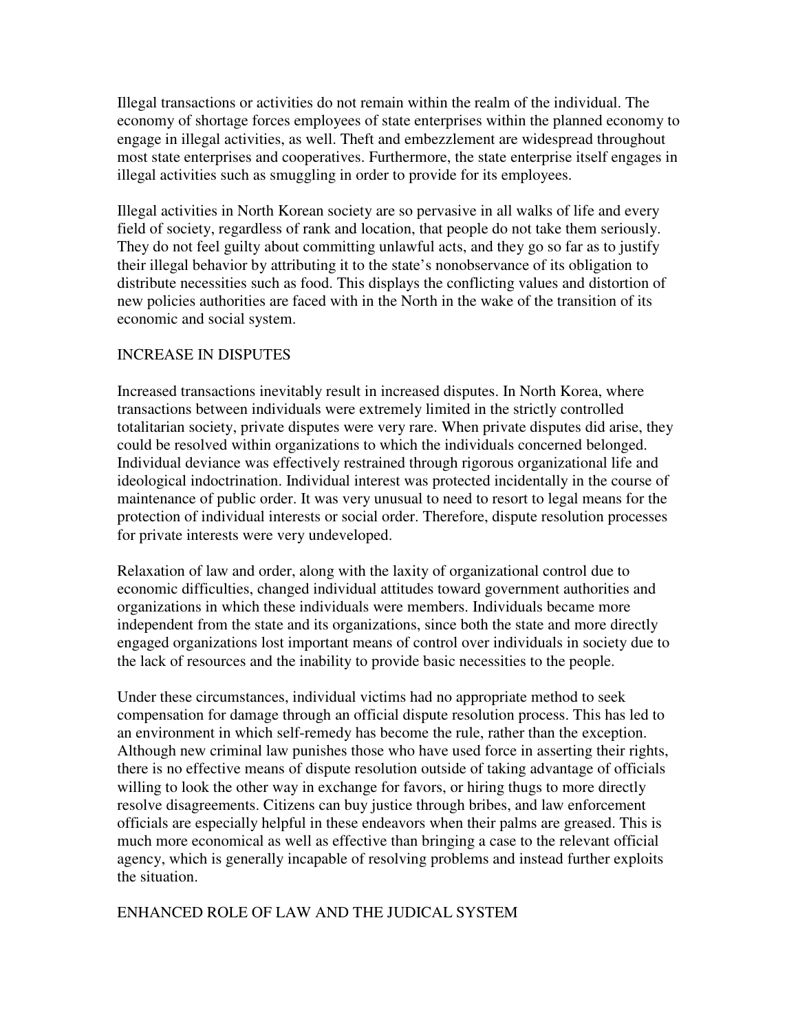Illegal transactions or activities do not remain within the realm of the individual. The economy of shortage forces employees of state enterprises within the planned economy to engage in illegal activities, as well. Theft and embezzlement are widespread throughout most state enterprises and cooperatives. Furthermore, the state enterprise itself engages in illegal activities such as smuggling in order to provide for its employees.

Illegal activities in North Korean society are so pervasive in all walks of life and every field of society, regardless of rank and location, that people do not take them seriously. They do not feel guilty about committing unlawful acts, and they go so far as to justify their illegal behavior by attributing it to the state's nonobservance of its obligation to distribute necessities such as food. This displays the conflicting values and distortion of new policies authorities are faced with in the North in the wake of the transition of its economic and social system.

## INCREASE IN DISPUTES

Increased transactions inevitably result in increased disputes. In North Korea, where transactions between individuals were extremely limited in the strictly controlled totalitarian society, private disputes were very rare. When private disputes did arise, they could be resolved within organizations to which the individuals concerned belonged. Individual deviance was effectively restrained through rigorous organizational life and ideological indoctrination. Individual interest was protected incidentally in the course of maintenance of public order. It was very unusual to need to resort to legal means for the protection of individual interests or social order. Therefore, dispute resolution processes for private interests were very undeveloped.

Relaxation of law and order, along with the laxity of organizational control due to economic difficulties, changed individual attitudes toward government authorities and organizations in which these individuals were members. Individuals became more independent from the state and its organizations, since both the state and more directly engaged organizations lost important means of control over individuals in society due to the lack of resources and the inability to provide basic necessities to the people.

Under these circumstances, individual victims had no appropriate method to seek compensation for damage through an official dispute resolution process. This has led to an environment in which self-remedy has become the rule, rather than the exception. Although new criminal law punishes those who have used force in asserting their rights, there is no effective means of dispute resolution outside of taking advantage of officials willing to look the other way in exchange for favors, or hiring thugs to more directly resolve disagreements. Citizens can buy justice through bribes, and law enforcement officials are especially helpful in these endeavors when their palms are greased. This is much more economical as well as effective than bringing a case to the relevant official agency, which is generally incapable of resolving problems and instead further exploits the situation.

## ENHANCED ROLE OF LAW AND THE JUDICAL SYSTEM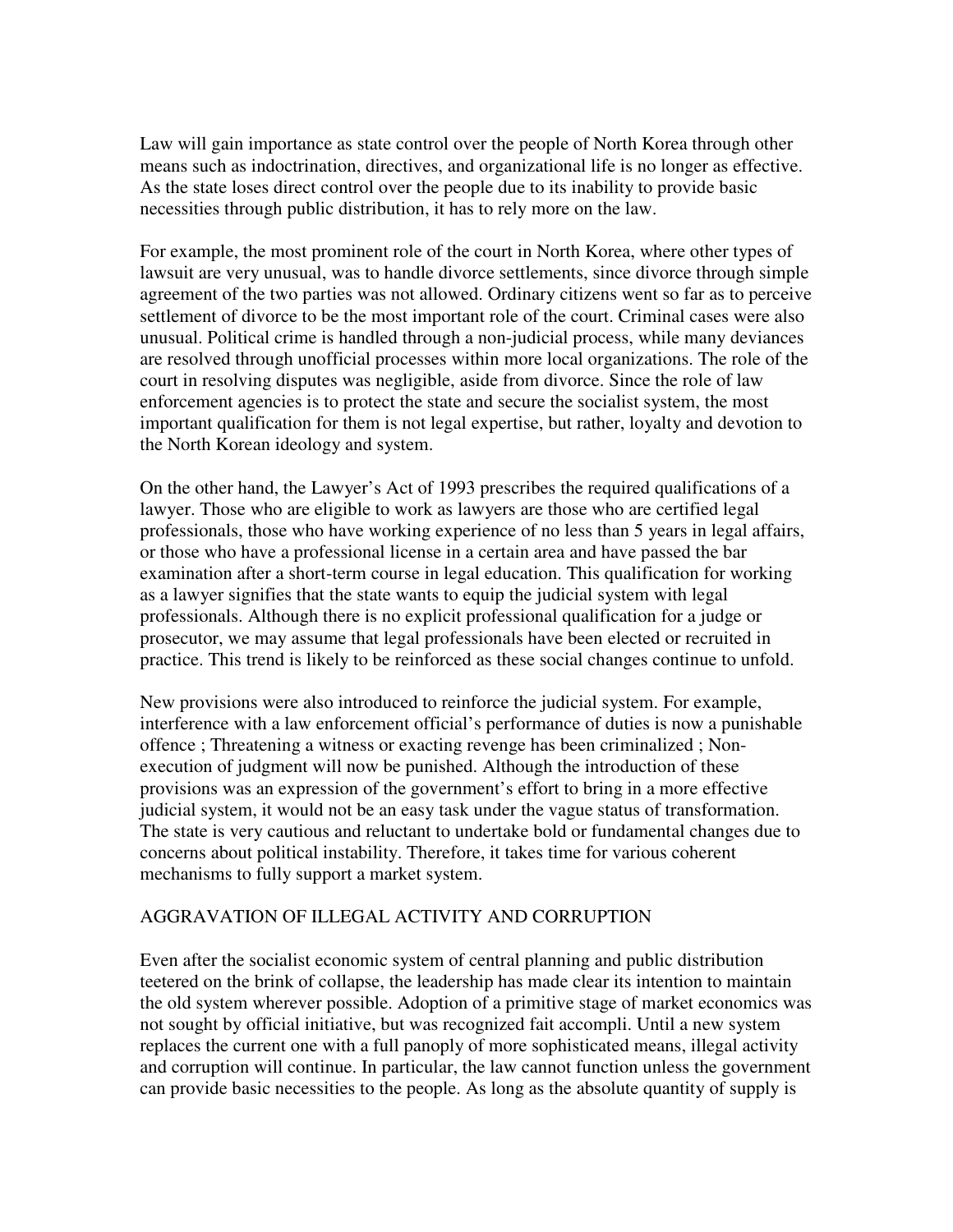Law will gain importance as state control over the people of North Korea through other means such as indoctrination, directives, and organizational life is no longer as effective. As the state loses direct control over the people due to its inability to provide basic necessities through public distribution, it has to rely more on the law.

For example, the most prominent role of the court in North Korea, where other types of lawsuit are very unusual, was to handle divorce settlements, since divorce through simple agreement of the two parties was not allowed. Ordinary citizens went so far as to perceive settlement of divorce to be the most important role of the court. Criminal cases were also unusual. Political crime is handled through a non-judicial process, while many deviances are resolved through unofficial processes within more local organizations. The role of the court in resolving disputes was negligible, aside from divorce. Since the role of law enforcement agencies is to protect the state and secure the socialist system, the most important qualification for them is not legal expertise, but rather, loyalty and devotion to the North Korean ideology and system.

On the other hand, the Lawyer's Act of 1993 prescribes the required qualifications of a lawyer. Those who are eligible to work as lawyers are those who are certified legal professionals, those who have working experience of no less than 5 years in legal affairs, or those who have a professional license in a certain area and have passed the bar examination after a short-term course in legal education. This qualification for working as a lawyer signifies that the state wants to equip the judicial system with legal professionals. Although there is no explicit professional qualification for a judge or prosecutor, we may assume that legal professionals have been elected or recruited in practice. This trend is likely to be reinforced as these social changes continue to unfold.

New provisions were also introduced to reinforce the judicial system. For example, interference with a law enforcement official's performance of duties is now a punishable offence ; Threatening a witness or exacting revenge has been criminalized ; Non-execution of judgment will now be punished. Although the introduction of these provisions was an expression of the government's effort to bring in a more effective judicial system, it would not be an easy task under the vague status of transformation. The state is very cautious and reluctant to undertake bold or fundamental changes due to concerns about political instability. Therefore, it takes time for various coherent mechanisms to fully support a market system.

## AGGRAVATION OF ILLEGAL ACTIVITY AND CORRUPTION

Even after the socialist economic system of central planning and public distribution teetered on the brink of collapse, the leadership has made clear its intention to maintain the old system wherever possible. Adoption of a primitive stage of market economics was not sought by official initiative, but was recognized fait accompli. Until a new system replaces the current one with a full panoply of more sophisticated means, illegal activity and corruption will continue. In particular, the law cannot function unless the government can provide basic necessities to the people. As long as the absolute quantity of supply is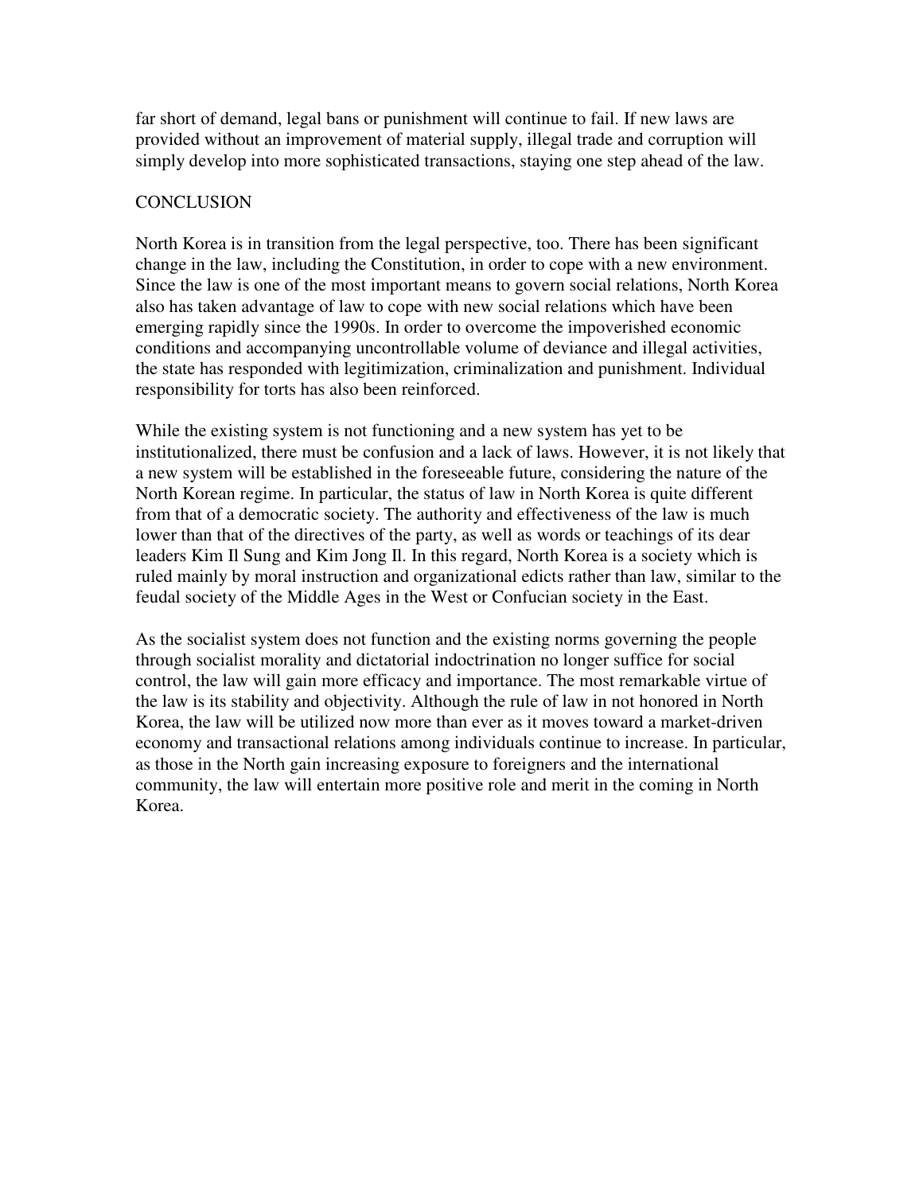far short of demand, legal bans or punishment will continue to fail. If new laws are provided without an improvement of material supply, illegal trade and corruption will simply develop into more sophisticated transactions, staying one step ahead of the law.

## CONCLUSION

North Korea is in transition from the legal perspective, too. There has been significant change in the law, including the Constitution, in order to cope with a new environment. Since the law is one of the most important means to govern social relations, North Korea also has taken advantage of law to cope with new social relations which have been emerging rapidly since the 1990s. In order to overcome the impoverished economic conditions and accompanying uncontrollable volume of deviance and illegal activities, the state has responded with legitimization, criminalization and punishment. Individual responsibility for torts has also been reinforced.

While the existing system is not functioning and a new system has yet to be institutionalized, there must be confusion and a lack of laws. However, it is not likely that a new system will be established in the foreseeable future, considering the nature of the North Korean regime. In particular, the status of law in North Korea is quite different from that of a democratic society. The authority and effectiveness of the law is much lower than that of the directives of the party, as well as words or teachings of its dear leaders Kim Il Sung and Kim Jong Il. In this regard, North Korea is a society which is ruled mainly by moral instruction and organizational edicts rather than law, similar to the feudal society of the Middle Ages in the West or Confucian society in the East.

As the socialist system does not function and the existing norms governing the people through socialist morality and dictatorial indoctrination no longer suffice for social control, the law will gain more efficacy and importance. The most remarkable virtue of the law is its stability and objectivity. Although the rule of law in not honored in North Korea, the law will be utilized now more than ever as it moves toward a market-driven economy and transactional relations among individuals continue to increase. In particular, as those in the North gain increasing exposure to foreigners and the international community, the law will entertain more positive role and merit in the coming in North Korea.